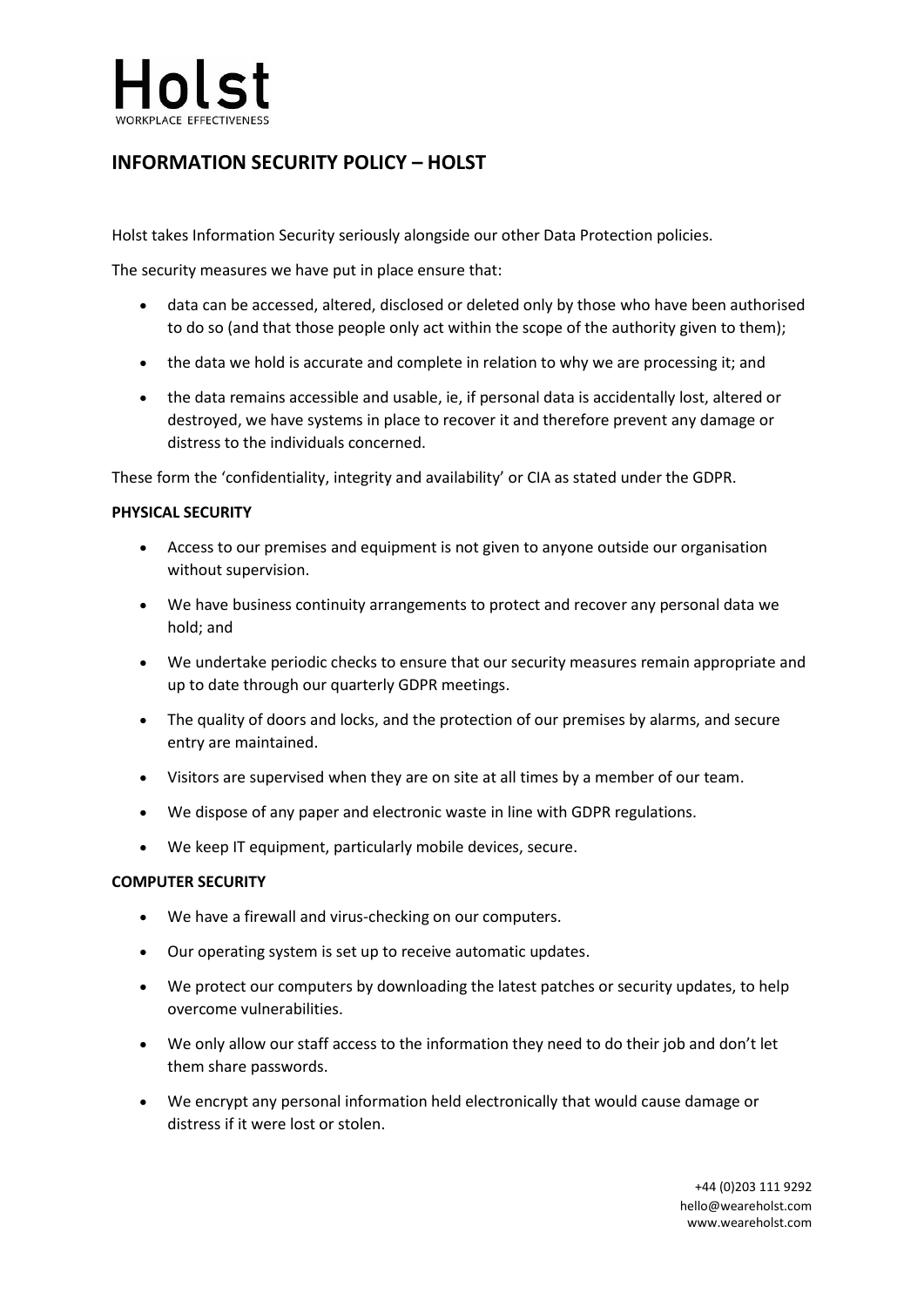# Holst

WORKPLACE EFFECTIVENESS

## INFORMATION SECURITY POLICY – HOLST

Holst takes Information Security seriously alongside our other Data Protection policies.

The security measures we have put in place ensure that:

- data can be accessed, altered, disclosed or deleted only by those who have been authorised to do so (and that those people only act within the scope of the authority given to them);
- the data we hold is accurate and complete in relation to why we are processing it; and
- the data remains accessible and usable, ie, if personal data is accidentally lost, altered or destroyed, we have systems in place to recover it and therefore prevent any damage or distress to the individuals concerned.

These form the 'confidentiality, integrity and availability' or CIA as stated under the GDPR.

**PHYSICAL SECURITY**

- Access to our premises and equipment is not given to anyone outside our organisation without supervision.
- We have business continuity arrangements to protect and recover any personal data we hold; and
- We undertake periodic checks to ensure that our security measures remain appropriate and up to date through our quarterly GDPR meetings.
- The quality of doors and locks, and the protection of our premises by alarms, and secure entry are maintained.
- Visitors are supervised when they are on site at all times by a member of our team.
- We dispose of any paper and electronic waste in line with GDPR regulations.
- We keep IT equipment, particularly mobile devices, secure.

**COMPUTER SECURITY**

- We have a firewall and virus-checking on our computers.
- Our operating system is set up to receive automatic updates.
- We protect our computers by downloading the latest patches or security updates, to help overcome vulnerabilities.
- We only allow our staff access to the information they need to do their job and don't let them share passwords.
- We encrypt any personal information held electronically that would cause damage or distress if it were lost or stolen.

+44 (0)203 111 9292
hello@weareholst.com
www.weareholst.com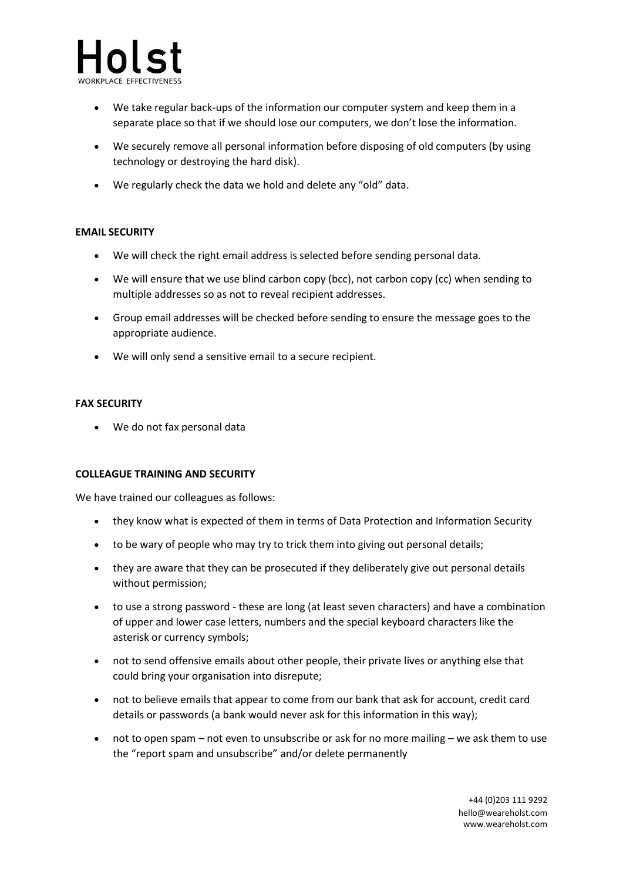- We take regular back-ups of the information our computer system and keep them in a separate place so that if we should lose our computers, we don't lose the information.
- We securely remove all personal information before disposing of old computers (by using technology or destroying the hard disk).
- We regularly check the data we hold and delete any "old" data.

**EMAIL SECURITY**

- We will check the right email address is selected before sending personal data.
- We will ensure that we use blind carbon copy (bcc), not carbon copy (cc) when sending to multiple addresses so as not to reveal recipient addresses.
- Group email addresses will be checked before sending to ensure the message goes to the appropriate audience.
- We will only send a sensitive email to a secure recipient.

**FAX SECURITY**

- We do not fax personal data

**COLLEAGUE TRAINING AND SECURITY**

We have trained our colleagues as follows:

- they know what is expected of them in terms of Data Protection and Information Security
- to be wary of people who may try to trick them into giving out personal details;
- they are aware that they can be prosecuted if they deliberately give out personal details without permission;
- to use a strong password - these are long (at least seven characters) and have a combination of upper and lower case letters, numbers and the special keyboard characters like the asterisk or currency symbols;
- not to send offensive emails about other people, their private lives or anything else that could bring your organisation into disrepute;
- not to believe emails that appear to come from our bank that ask for account, credit card details or passwords (a bank would never ask for this information in this way);
- not to open spam – not even to unsubscribe or ask for no more mailing – we ask them to use the "report spam and unsubscribe" and/or delete permanently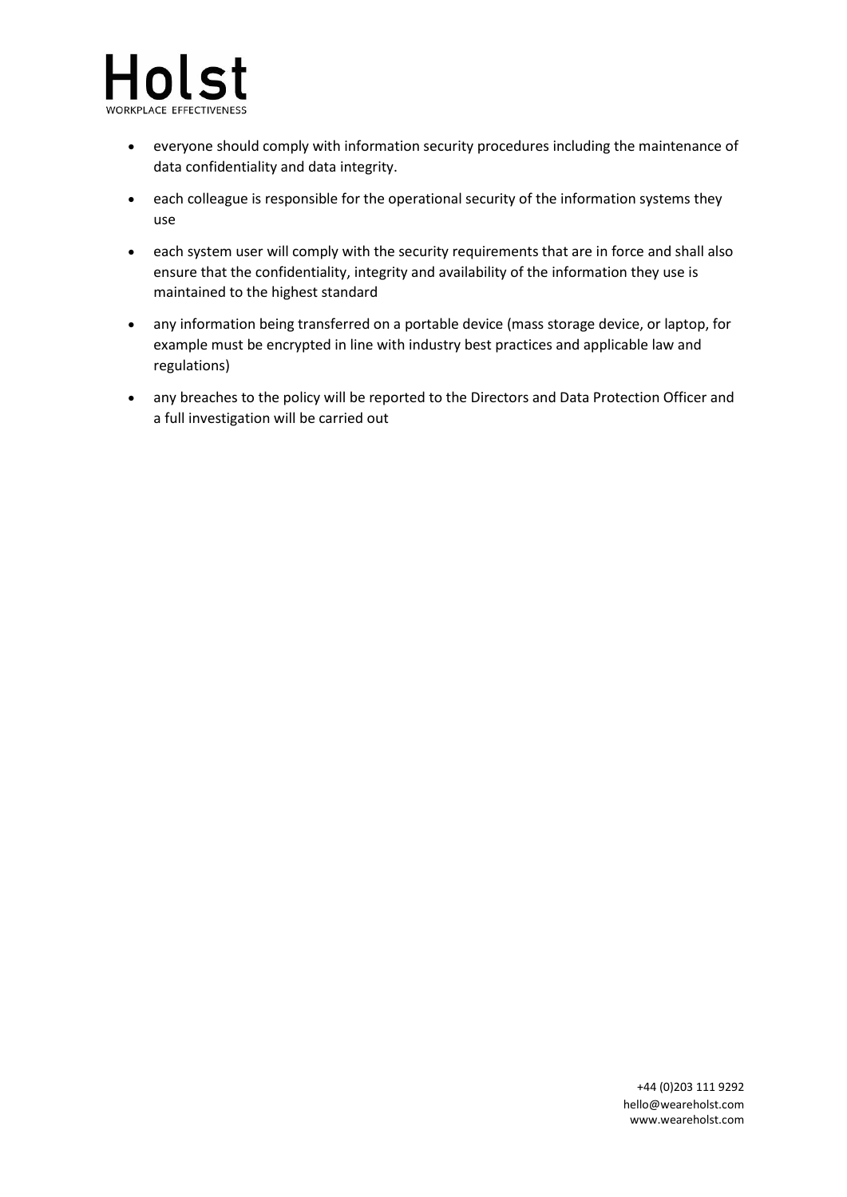- everyone should comply with information security procedures including the maintenance of data confidentiality and data integrity.
- each colleague is responsible for the operational security of the information systems they use
- each system user will comply with the security requirements that are in force and shall also ensure that the confidentiality, integrity and availability of the information they use is maintained to the highest standard
- any information being transferred on a portable device (mass storage device, or laptop, for example must be encrypted in line with industry best practices and applicable law and regulations)
- any breaches to the policy will be reported to the Directors and Data Protection Officer and a full investigation will be carried out